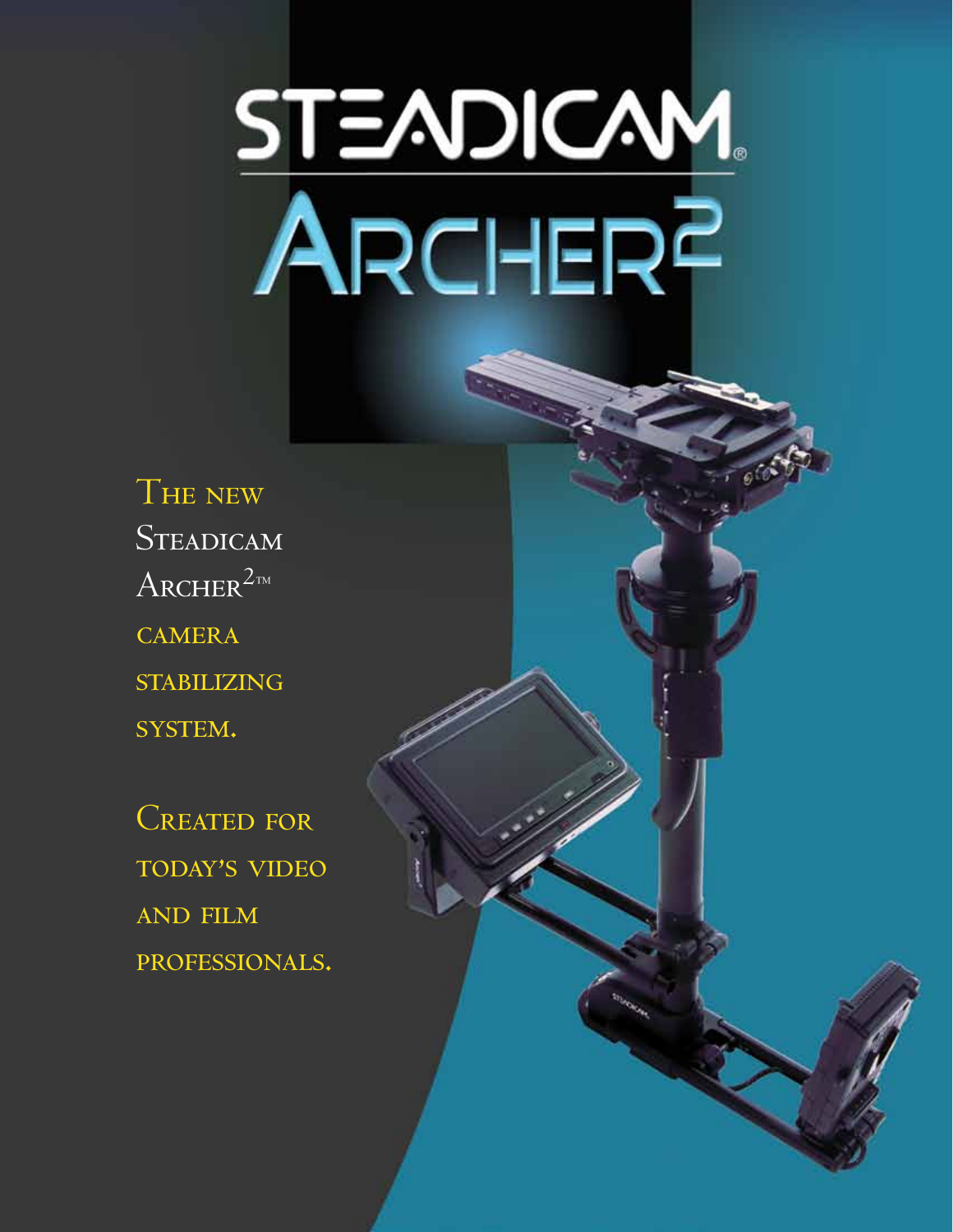# STEADICAM®

# ARCHER²

The new Steadicam Archer²™ camera stabilizing system.

Created for today's video and film professionals.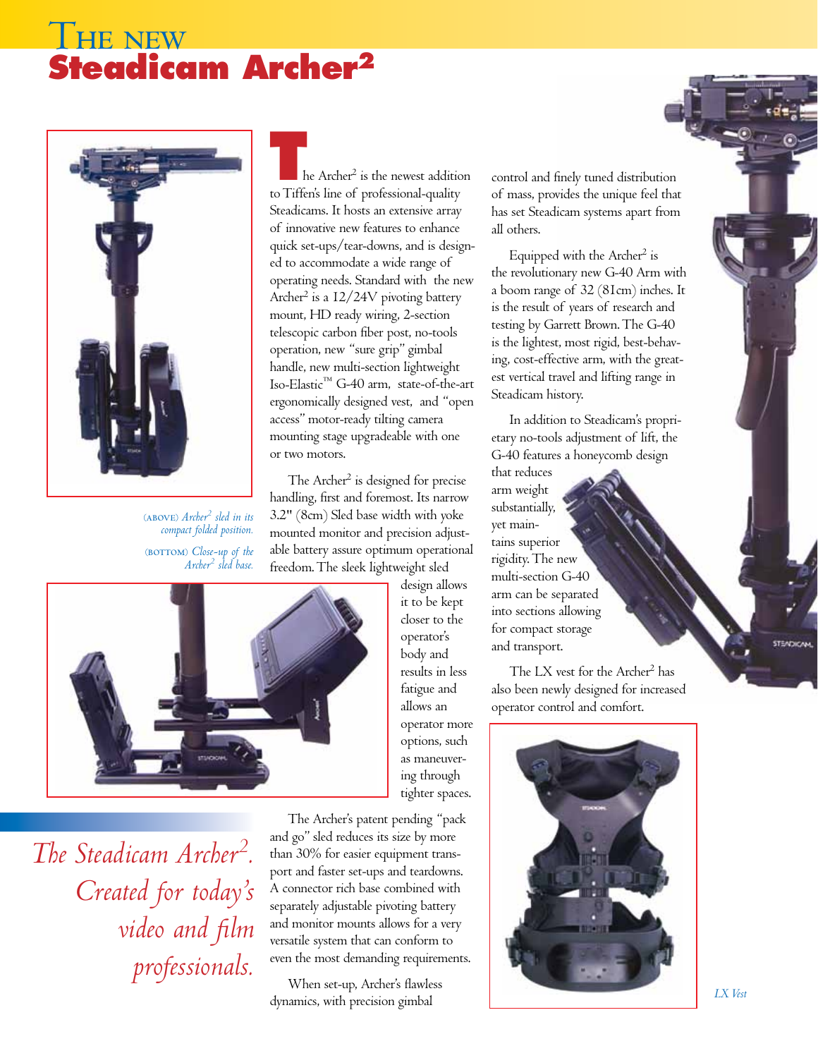# The new Steadicam Archer²

(ABOVE) *Archer² sled in its compact folded position.*

(BOTTOM) *Close-up of the Archer² sled base.*

The Archer² is the newest addition to Tiffen's line of professional-quality Steadicams. It hosts an extensive array of innovative new features to enhance quick set-ups/tear-downs, and is designed to accommodate a wide range of operating needs. Standard with the new Archer² is a 12/24V pivoting battery mount, HD ready wiring, 2-section telescopic carbon fiber post, no-tools operation, new "sure grip" gimbal handle, new multi-section lightweight Iso-Elastic™ G-40 arm, state-of-the-art ergonomically designed vest, and "open access" motor-ready tilting camera mounting stage upgradeable with one or two motors.

The Archer² is designed for precise handling, first and foremost. Its narrow 3.2" (8cm) Sled base width with yoke mounted monitor and precision adjustable battery assure optimum operational freedom. The sleek lightweight sled design allows it to be kept closer to the operator's body and results in less fatigue and allows an operator more options, such as maneuvering through tighter spaces.

The Archer's patent pending "pack and go" sled reduces its size by more than 30% for easier equipment transport and faster set-ups and teardowns. A connector rich base combined with separately adjustable pivoting battery and monitor mounts allows for a very versatile system that can conform to even the most demanding requirements.

When set-up, Archer's flawless dynamics, with precision gimbal control and finely tuned distribution of mass, provides the unique feel that has set Steadicam systems apart from all others.

Equipped with the Archer² is the revolutionary new G-40 Arm with a boom range of 32 (81cm) inches. It is the result of years of research and testing by Garrett Brown. The G-40 is the lightest, most rigid, best-behaving, cost-effective arm, with the greatest vertical travel and lifting range in Steadicam history.

In addition to Steadicam's proprietary no-tools adjustment of lift, the G-40 features a honeycomb design that reduces arm weight substantially, yet maintains superior rigidity. The new multi-section G-40 arm can be separated into sections allowing for compact storage and transport.

The LX vest for the Archer² has also been newly designed for increased operator control and comfort.

*The Steadicam Archer². Created for today's video and film professionals.*

*LX Vest*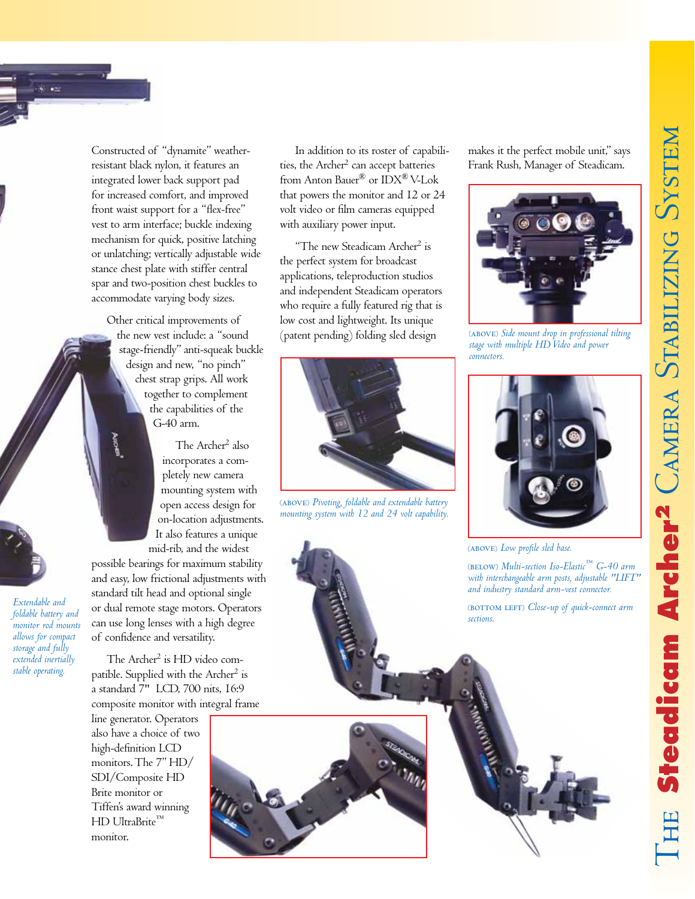Constructed of "dynamite" weather-resistant black nylon, it features an integrated lower back support pad for increased comfort, and improved front waist support for a "flex-free" vest to arm interface; buckle indexing mechanism for quick, positive latching or unlatching; vertically adjustable wide stance chest plate with stiffer central spar and two-position chest buckles to accommodate varying body sizes.

Other critical improvements of the new vest include: a "sound stage-friendly" anti-squeak buckle design and new, "no pinch" chest strap grips. All work together to complement the capabilities of the G-40 arm.

The Archer[2] also incorporates a completely new camera mounting system with open access design for on-location adjustments. It also features a unique mid-rib, and the widest possible bearings for maximum stability and easy, low frictional adjustments with standard tilt head and optional single or dual remote stage motors. Operators can use long lenses with a high degree of confidence and versatility.

The Archer[2] is HD video compatible. Supplied with the Archer[2] is a standard 7" LCD, 700 nits, 16:9 composite monitor with integral frame line generator. Operators also have a choice of two high-definition LCD monitors. The 7" HD/SDI/Composite HD Brite monitor or Tiffen's award winning HD UltraBrite™ monitor.

In addition to its roster of capabilities, the Archer[2] can accept batteries from Anton Bauer® or IDX® V-Lok that powers the monitor and 12 or 24 volt video or film cameras equipped with auxiliary power input.

"The new Steadicam Archer[2] is the perfect system for broadcast applications, teleproduction studios and independent Steadicam operators who require a fully featured rig that is low cost and lightweight. Its unique (patent pending) folding sled design makes it the perfect mobile unit," says Frank Rush, Manager of Steadicam.

*Extendable and foldable battery and monitor rod mounts allows for compact storage and fully extended inertially stable operating.*

(ABOVE) *Pivoting, foldable and extendable battery mounting system with 12 and 24 volt capability.*

(ABOVE) *Side mount drop in professional tilting stage with multiple HD Video and power connectors.*

(ABOVE) *Low profile sled base.*

(BELOW) *Multi-section Iso-Elastic™ G-40 arm with interchangeable arm posts, adjustable "LIFT" and industry standard arm-vest connector.*

(BOTTOM LEFT) *Close-up of quick-connect arm sections.*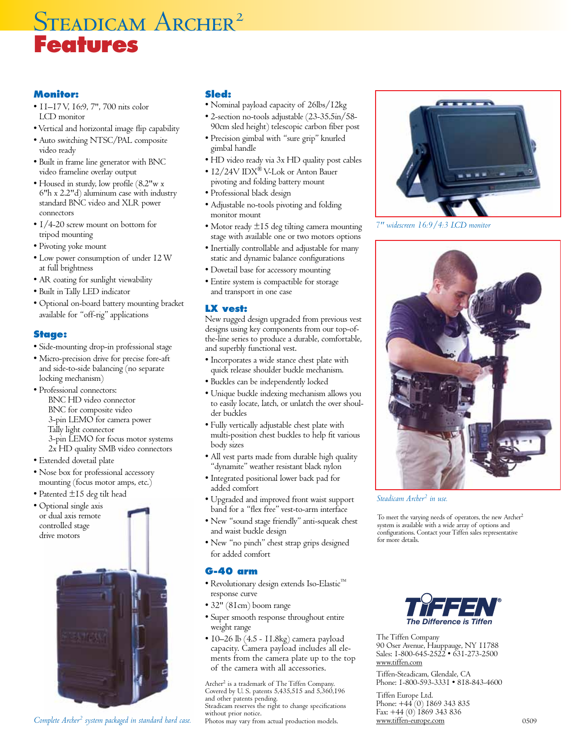# Steadicam Archer²

## Features

### Monitor:

- 11–17 V, 16:9, 7", 700 nits color LCD monitor
- Vertical and horizontal image flip capability
- Auto switching NTSC/PAL composite video ready
- Built in frame line generator with BNC video frameline overlay output
- Housed in sturdy, low profile (8.2"w x 6"h x 2.2"d) aluminum case with industry standard BNC video and XLR power connectors
- 1/4-20 screw mount on bottom for tripod mounting
- Pivoting yoke mount
- Low power consumption of under 12 W at full brightness
- AR coating for sunlight viewability
- Built in Tally LED indicator
- Optional on-board battery mounting bracket available for "off-rig" applications

### Stage:

- Side-mounting drop-in professional stage
- Micro-precision drive for precise fore-aft and side-to-side balancing (no separate locking mechanism)
- Professional connectors:
  - BNC HD video connector
  - BNC for composite video
  - 3-pin LEMO for camera power
  - Tally light connector
  - 3-pin LEMO for focus motor systems
  - 2x HD quality SMB video connectors
- Extended dovetail plate
- Nose box for professional accessory mounting (focus motor amps, etc.)
- Patented ±15 deg tilt head
- Optional single axis or dual axis remote controlled stage drive motors

*Complete Archer² system packaged in standard hard case.*

### Sled:

- Nominal payload capacity of 26lbs/12kg
- 2-section no-tools adjustable (23-35.5in/58-90cm sled height) telescopic carbon fiber post
- Precision gimbal with "sure grip" knurled gimbal handle
- HD video ready via 3x HD quality post cables
- 12/24V IDX® V-Lok or Anton Bauer pivoting and folding battery mount
- Professional black design
- Adjustable no-tools pivoting and folding monitor mount
- Motor ready ±15 deg tilting camera mounting stage with available one or two motors options
- Inertially controllable and adjustable for many static and dynamic balance configurations
- Dovetail base for accessory mounting
- Entire system is compactible for storage and transport in one case

### LX vest:

New rugged design upgraded from previous vest designs using key components from our top-of-the-line series to produce a durable, comfortable, and superbly functional vest.

- Incorporates a wide stance chest plate with quick release shoulder buckle mechanism.
- Buckles can be independently locked
- Unique buckle indexing mechanism allows you to easily locate, latch, or unlatch the over shoulder buckles
- Fully vertically adjustable chest plate with multi-position chest buckles to help fit various body sizes
- All vest parts made from durable high quality "dynamite" weather resistant black nylon
- Integrated positional lower back pad for added comfort
- Upgraded and improved front waist support band for a "flex free" vest-to-arm interface
- New "sound stage friendly" anti-squeak chest and waist buckle design
- New "no pinch" chest strap grips designed for added comfort

### G-40 arm

- Revolutionary design extends Iso-Elastic™ response curve
- 32" (81cm) boom range
- Super smooth response throughout entire weight range
- 10–26 lb (4.5 - 11.8kg) camera payload capacity. Camera payload includes all elements from the camera plate up to the top of the camera with all accessories.

Archer² is a trademark of The Tiffen Company.
Covered by U. S. patents 5,435,515 and 5,360,196 and other patents pending.
Steadicam reserves the right to change specifications without prior notice.
Photos may vary from actual production models.

*7" widescreen 16:9/4:3 LCD monitor*

*Steadicam Archer² in use.*

To meet the varying needs of operators, the new Archer² system is available with a wide array of options and configurations. Contact your Tiffen sales representative for more details.

**TIFFEN®**
The Difference is Tiffen

The Tiffen Company
90 Oser Avenue, Hauppauge, NY 11788
Sales: 1-800-645-2522 • 631-273-2500
www.tiffen.com

Tiffen-Steadicam, Glendale, CA
Phone: 1-800-593-3331 • 818-843-4600

Tiffen Europe Ltd.
Phone: +44 (0) 1869 343 835
Fax: +44 (0) 1869 343 836
www.tiffen-europe.com

0509